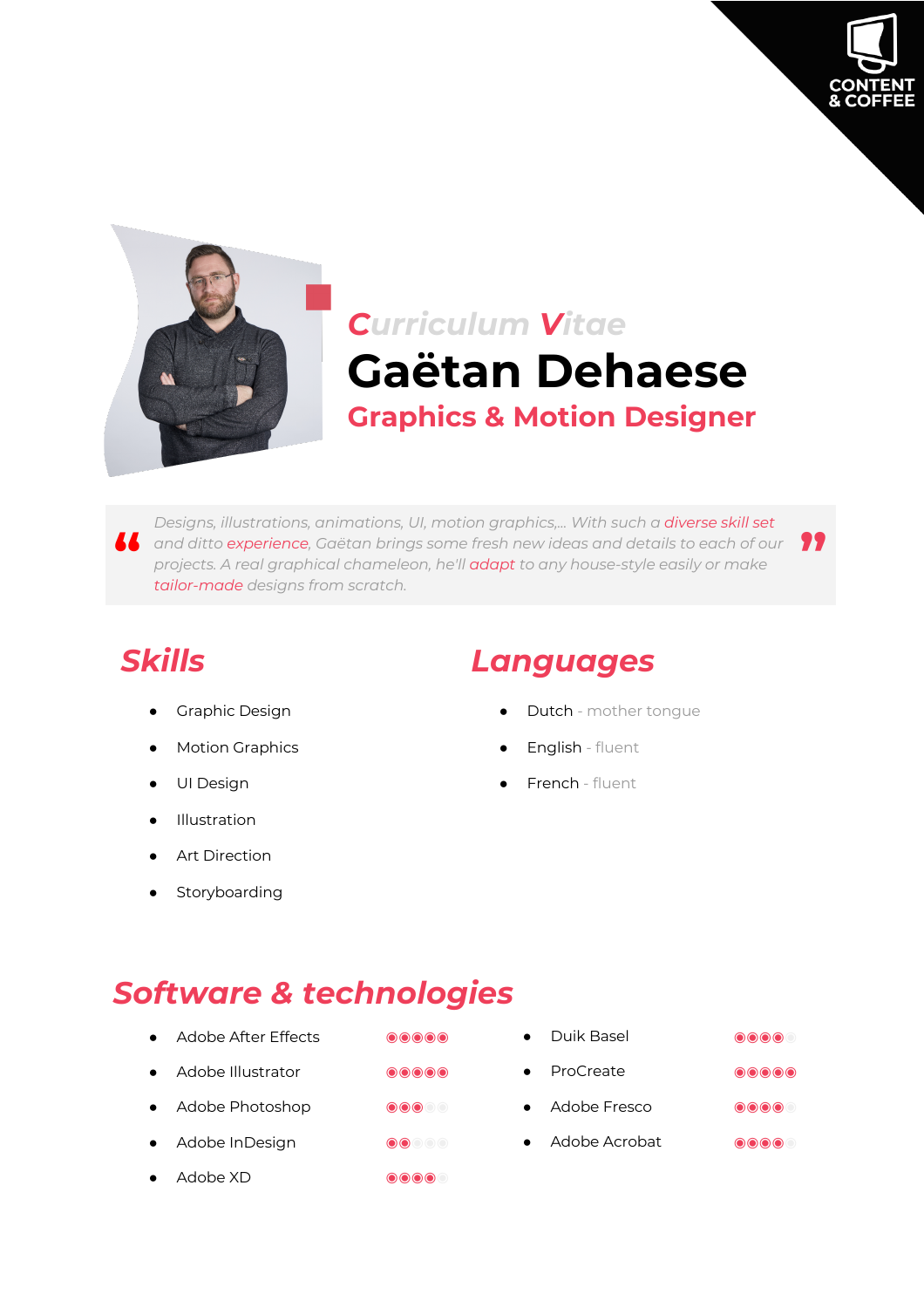CONTENT & COFFEE

*Curriculum Vitae*

# Gaëtan Dehaese

## Graphics & Motion Designer

> *Designs, illustrations, animations, UI, motion graphics,... With such a diverse skill set and ditto experience, Gaëtan brings some fresh new ideas and details to each of our projects. A real graphical chameleon, he'll adapt to any house-style easily or make tailor-made designs from scratch.*

## Skills

- Graphic Design
- Motion Graphics
- UI Design
- Illustration
- Art Direction
- Storyboarding

## Languages

- Dutch - mother tongue
- English - fluent
- French - fluent

## Software & technologies

| Software | Rating |
|---|---|
| Adobe After Effects | ●●●●● |
| Adobe Illustrator | ●●●●● |
| Adobe Photoshop | ●●●○○ |
| Adobe InDesign | ●●○○○ |
| Adobe XD | ●●●●○ |
| Duik Basel | ●●●●○ |
| ProCreate | ●●●●● |
| Adobe Fresco | ●●●●○ |
| Adobe Acrobat | ●●●●○ |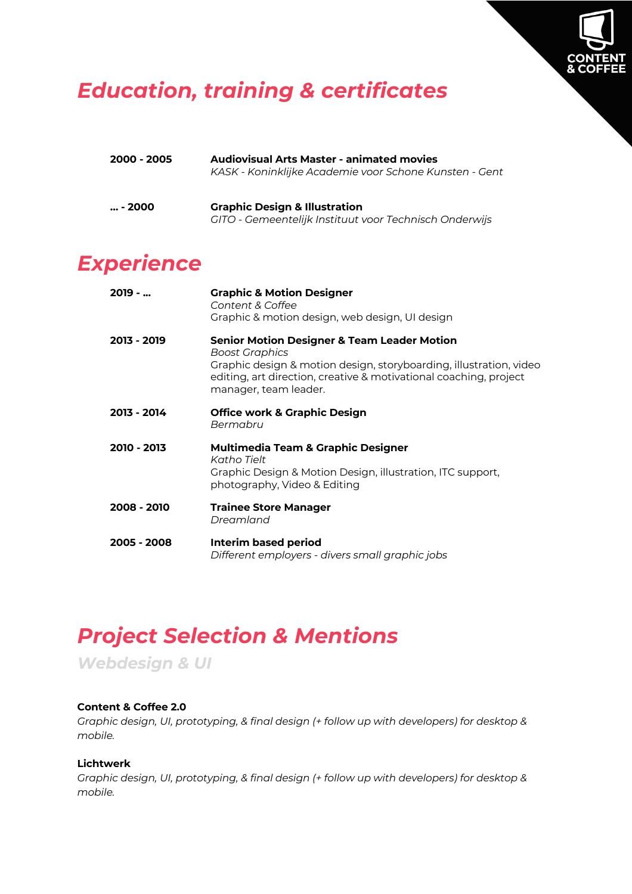## Education, training & certificates

| | |
|---|---|
| **2000 - 2005** | **Audiovisual Arts Master - animated movies**<br>*KASK - Koninklijke Academie voor Schone Kunsten - Gent* |
| **... - 2000** | **Graphic Design & Illustration**<br>*GITO - Gemeentelijk Instituut voor Technisch Onderwijs* |

## Experience

| | |
|---|---|
| **2019 - ...** | **Graphic & Motion Designer**<br>*Content & Coffee*<br>Graphic & motion design, web design, UI design |
| **2013 - 2019** | **Senior Motion Designer & Team Leader Motion**<br>*Boost Graphics*<br>Graphic design & motion design, storyboarding, illustration, video editing, art direction, creative & motivational coaching, project manager, team leader. |
| **2013 - 2014** | **Office work & Graphic Design**<br>*Bermabru* |
| **2010 - 2013** | **Multimedia Team & Graphic Designer**<br>*Katho Tielt*<br>Graphic Design & Motion Design, illustration, ITC support, photography, Video & Editing |
| **2008 - 2010** | **Trainee Store Manager**<br>*Dreamland* |
| **2005 - 2008** | **Interim based period**<br>*Different employers - divers small graphic jobs* |

## Project Selection & Mentions

### Webdesign & UI

**Content & Coffee 2.0**
*Graphic design, UI, prototyping, & final design (+ follow up with developers) for desktop & mobile.*

**Lichtwerk**
*Graphic design, UI, prototyping, & final design (+ follow up with developers) for desktop & mobile.*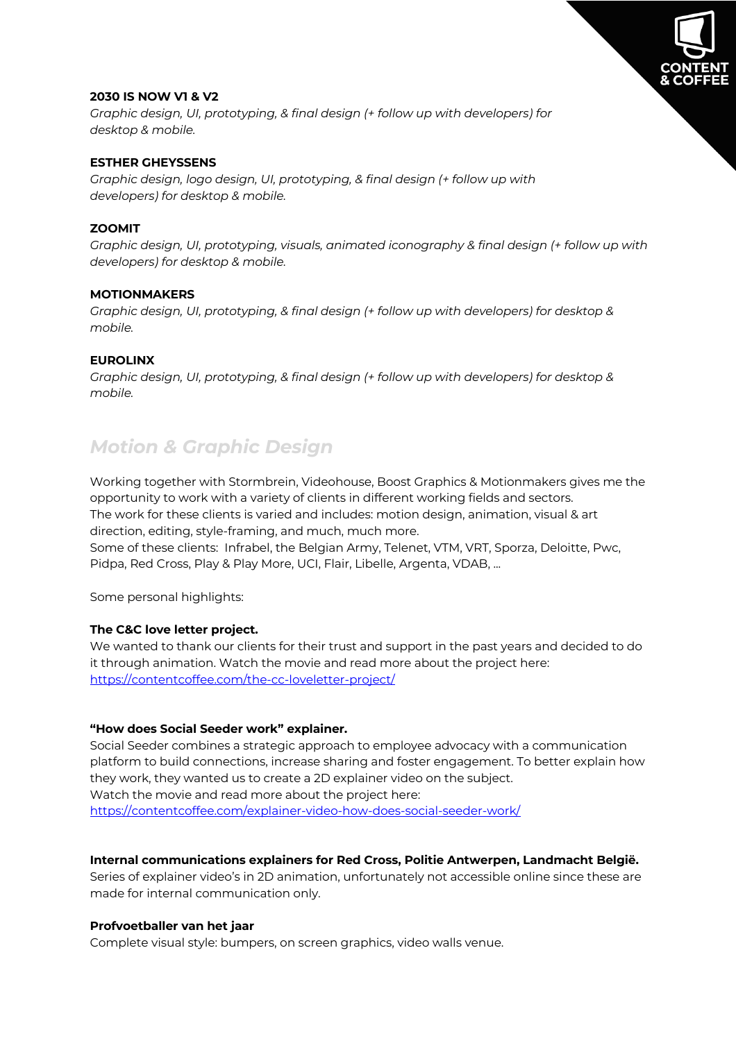**2030 IS NOW V1 & V2**
*Graphic design, UI, prototyping, & final design (+ follow up with developers) for desktop & mobile.*

**ESTHER GHEYSSENS**
*Graphic design, logo design, UI, prototyping, & final design (+ follow up with developers) for desktop & mobile.*

**ZOOMIT**
*Graphic design, UI, prototyping, visuals, animated iconography & final design (+ follow up with developers) for desktop & mobile.*

**MOTIONMAKERS**
*Graphic design, UI, prototyping, & final design (+ follow up with developers) for desktop & mobile.*

**EUROLINX**
*Graphic design, UI, prototyping, & final design (+ follow up with developers) for desktop & mobile.*

## *Motion & Graphic Design*

Working together with Stormbrein, Videohouse, Boost Graphics & Motionmakers gives me the opportunity to work with a variety of clients in different working fields and sectors.
The work for these clients is varied and includes: motion design, animation, visual & art direction, editing, style-framing, and much, much more.
Some of these clients: Infrabel, the Belgian Army, Telenet, VTM, VRT, Sporza, Deloitte, Pwc, Pidpa, Red Cross, Play & Play More, UCI, Flair, Libelle, Argenta, VDAB, ...

Some personal highlights:

**The C&C love letter project.**
We wanted to thank our clients for their trust and support in the past years and decided to do it through animation. Watch the movie and read more about the project here:
https://contentcoffee.com/the-cc-loveletter-project/

**"How does Social Seeder work" explainer.**
Social Seeder combines a strategic approach to employee advocacy with a communication platform to build connections, increase sharing and foster engagement. To better explain how they work, they wanted us to create a 2D explainer video on the subject.
Watch the movie and read more about the project here:
https://contentcoffee.com/explainer-video-how-does-social-seeder-work/

**Internal communications explainers for Red Cross, Politie Antwerpen, Landmacht België.**
Series of explainer video's in 2D animation, unfortunately not accessible online since these are made for internal communication only.

**Profvoetballer van het jaar**
Complete visual style: bumpers, on screen graphics, video walls venue.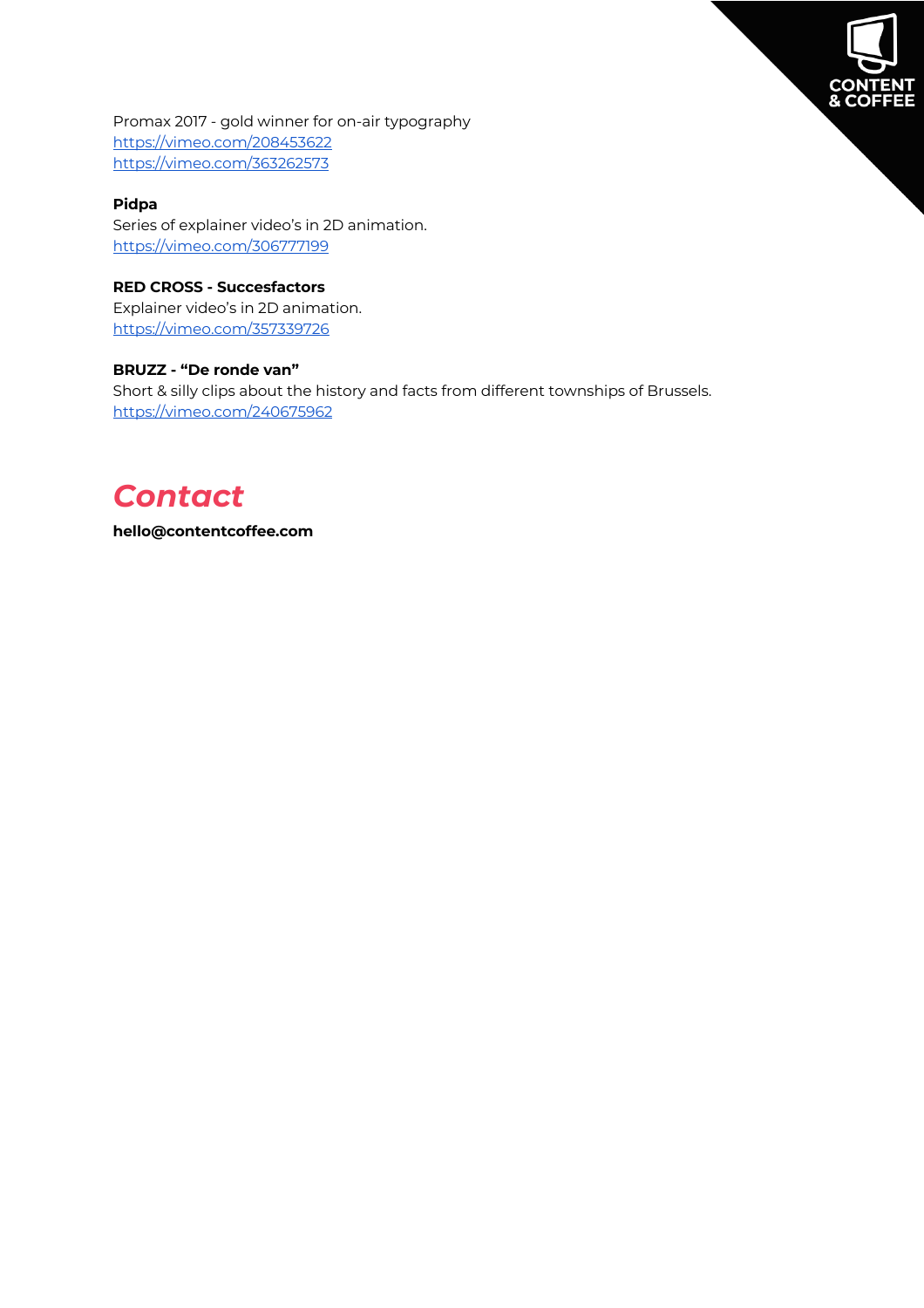Promax 2017 - gold winner for on-air typography
https://vimeo.com/208453622
https://vimeo.com/363262573

**Pidpa**
Series of explainer video’s in 2D animation.
https://vimeo.com/306777199

**RED CROSS - Succesfactors**
Explainer video’s in 2D animation.
https://vimeo.com/357339726

**BRUZZ - “De ronde van”**
Short & silly clips about the history and facts from different townships of Brussels.
https://vimeo.com/240675962

## *Contact*

**hello@contentcoffee.com**